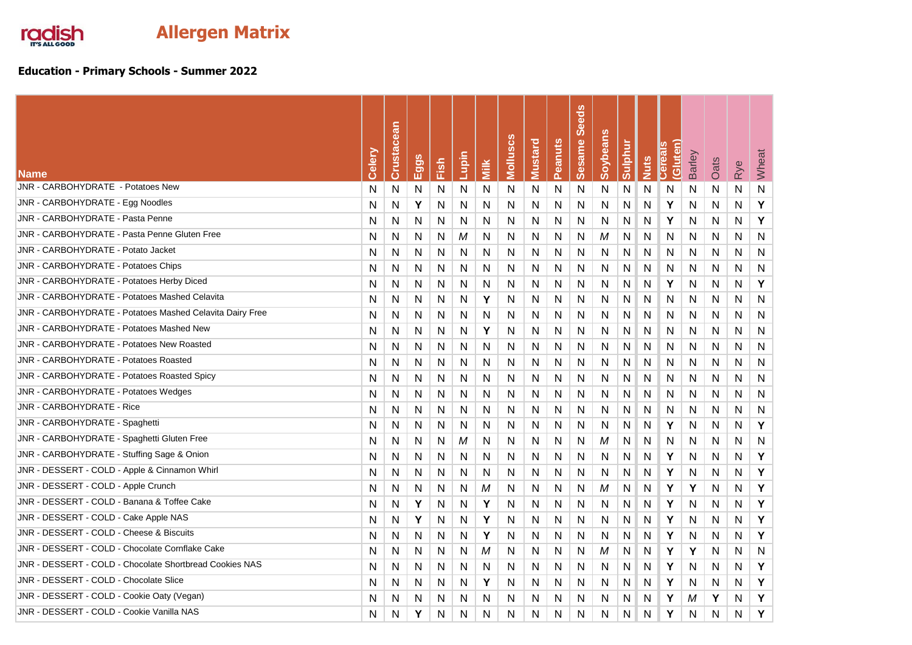# radish IT'S ALL GOOD

# Allergen Matrix

## Education - Primary Schools - Summer 2022

| Name | Celery | Crustacean | Eggs | Fish | Lupin | Milk | Molluscs | Mustard | Peanuts | Sesame Seeds | Soybeans | Sulphur | Nuts | Cereals (Gluten) | Barley | Oats | Rye | Wheat |
|---|---|---|---|---|---|---|---|---|---|---|---|---|---|---|---|---|---|---|
| JNR - CARBOHYDRATE - Potatoes New | N | N | N | N | N | N | N | N | N | N | N | N | N | N | N | N | N | N |
| JNR - CARBOHYDRATE - Egg Noodles | N | N | Y | N | N | N | N | N | N | N | N | N | N | Y | N | N | N | Y |
| JNR - CARBOHYDRATE - Pasta Penne | N | N | N | N | N | N | N | N | N | N | N | N | N | Y | N | N | N | Y |
| JNR - CARBOHYDRATE - Pasta Penne Gluten Free | N | N | N | N | M | N | N | N | N | N | M | N | N | N | N | N | N | N |
| JNR - CARBOHYDRATE - Potato Jacket | N | N | N | N | N | N | N | N | N | N | N | N | N | N | N | N | N | N |
| JNR - CARBOHYDRATE - Potatoes Chips | N | N | N | N | N | N | N | N | N | N | N | N | N | N | N | N | N | N |
| JNR - CARBOHYDRATE - Potatoes Herby Diced | N | N | N | N | N | N | N | N | N | N | N | N | N | Y | N | N | N | Y |
| JNR - CARBOHYDRATE - Potatoes Mashed Celavita | N | N | N | N | N | Y | N | N | N | N | N | N | N | N | N | N | N | N |
| JNR - CARBOHYDRATE - Potatoes Mashed Celavita Dairy Free | N | N | N | N | N | N | N | N | N | N | N | N | N | N | N | N | N | N |
| JNR - CARBOHYDRATE - Potatoes Mashed New | N | N | N | N | N | Y | N | N | N | N | N | N | N | N | N | N | N | N |
| JNR - CARBOHYDRATE - Potatoes New Roasted | N | N | N | N | N | N | N | N | N | N | N | N | N | N | N | N | N | N |
| JNR - CARBOHYDRATE - Potatoes Roasted | N | N | N | N | N | N | N | N | N | N | N | N | N | N | N | N | N | N |
| JNR - CARBOHYDRATE - Potatoes Roasted Spicy | N | N | N | N | N | N | N | N | N | N | N | N | N | N | N | N | N | N |
| JNR - CARBOHYDRATE - Potatoes Wedges | N | N | N | N | N | N | N | N | N | N | N | N | N | N | N | N | N | N |
| JNR - CARBOHYDRATE - Rice | N | N | N | N | N | N | N | N | N | N | N | N | N | N | N | N | N | N |
| JNR - CARBOHYDRATE - Spaghetti | N | N | N | N | N | N | N | N | N | N | N | N | N | Y | N | N | N | Y |
| JNR - CARBOHYDRATE - Spaghetti Gluten Free | N | N | N | N | M | N | N | N | N | N | M | N | N | N | N | N | N | N |
| JNR - CARBOHYDRATE - Stuffing Sage & Onion | N | N | N | N | N | N | N | N | N | N | N | N | N | Y | N | N | N | Y |
| JNR - DESSERT - COLD - Apple & Cinnamon Whirl | N | N | N | N | N | N | N | N | N | N | N | N | N | Y | N | N | N | Y |
| JNR - DESSERT - COLD - Apple Crunch | N | N | N | N | N | M | N | N | N | N | M | N | N | Y | Y | N | N | Y |
| JNR - DESSERT - COLD - Banana & Toffee Cake | N | N | Y | N | N | Y | N | N | N | N | N | N | N | Y | N | N | N | Y |
| JNR - DESSERT - COLD - Cake Apple NAS | N | N | Y | N | N | Y | N | N | N | N | N | N | N | Y | N | N | N | Y |
| JNR - DESSERT - COLD - Cheese & Biscuits | N | N | N | N | N | Y | N | N | N | N | N | N | N | Y | N | N | N | Y |
| JNR - DESSERT - COLD - Chocolate Cornflake Cake | N | N | N | N | N | M | N | N | N | N | M | N | N | Y | Y | N | N | N |
| JNR - DESSERT - COLD - Chocolate Shortbread Cookies NAS | N | N | N | N | N | N | N | N | N | N | N | N | N | Y | N | N | N | Y |
| JNR - DESSERT - COLD - Chocolate Slice | N | N | N | N | N | Y | N | N | N | N | N | N | N | Y | N | N | N | Y |
| JNR - DESSERT - COLD - Cookie Oaty (Vegan) | N | N | N | N | N | N | N | N | N | N | N | N | N | Y | M | Y | N | Y |
| JNR - DESSERT - COLD - Cookie Vanilla NAS | N | N | Y | N | N | N | N | N | N | N | N | N | N | Y | N | N | N | Y |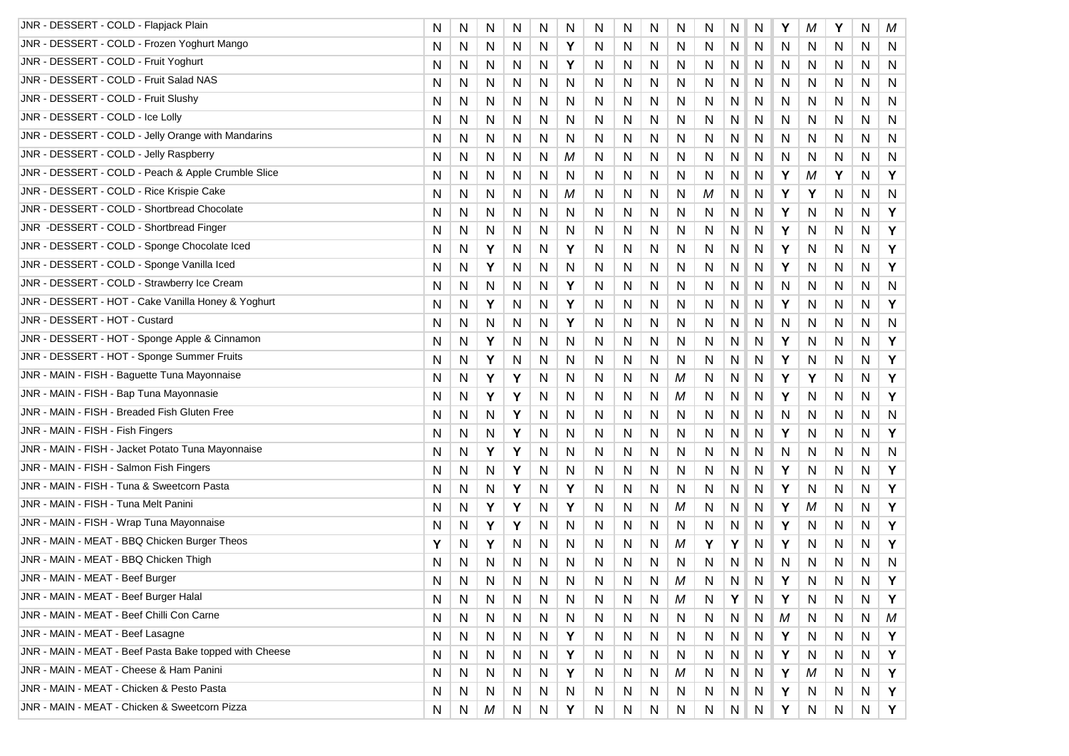| | | | | | | | | | | | | | | | | | | |
|---|---|---|---|---|---|---|---|---|---|---|---|---|---|---|---|---|---|---|
| JNR - DESSERT - COLD - Flapjack Plain | N | N | N | N | N | N | N | N | N | N | N | N | N | Y | *M* | Y | N | *M* |
| JNR - DESSERT - COLD - Frozen Yoghurt Mango | N | N | N | N | N | Y | N | N | N | N | N | N | N | N | N | N | N | N |
| JNR - DESSERT - COLD - Fruit Yoghurt | N | N | N | N | N | Y | N | N | N | N | N | N | N | N | N | N | N | N |
| JNR - DESSERT - COLD - Fruit Salad NAS | N | N | N | N | N | N | N | N | N | N | N | N | N | N | N | N | N | N |
| JNR - DESSERT - COLD - Fruit Slushy | N | N | N | N | N | N | N | N | N | N | N | N | N | N | N | N | N | N |
| JNR - DESSERT - COLD - Ice Lolly | N | N | N | N | N | N | N | N | N | N | N | N | N | N | N | N | N | N |
| JNR - DESSERT - COLD - Jelly Orange with Mandarins | N | N | N | N | N | N | N | N | N | N | N | N | N | N | N | N | N | N |
| JNR - DESSERT - COLD - Jelly Raspberry | N | N | N | N | N | *M* | N | N | N | N | N | N | N | N | N | N | N | N |
| JNR - DESSERT - COLD - Peach & Apple Crumble Slice | N | N | N | N | N | N | N | N | N | N | N | N | N | Y | *M* | Y | N | Y |
| JNR - DESSERT - COLD - Rice Krispie Cake | N | N | N | N | N | *M* | N | N | N | N | *M* | N | N | Y | Y | N | N | N |
| JNR - DESSERT - COLD - Shortbread Chocolate | N | N | N | N | N | N | N | N | N | N | N | N | N | Y | N | N | N | Y |
| JNR -DESSERT - COLD - Shortbread Finger | N | N | N | N | N | N | N | N | N | N | N | N | N | Y | N | N | N | Y |
| JNR - DESSERT - COLD - Sponge Chocolate Iced | N | N | Y | N | N | Y | N | N | N | N | N | N | N | Y | N | N | N | Y |
| JNR - DESSERT - COLD - Sponge Vanilla Iced | N | N | Y | N | N | N | N | N | N | N | N | N | N | Y | N | N | N | Y |
| JNR - DESSERT - COLD - Strawberry Ice Cream | N | N | N | N | N | Y | N | N | N | N | N | N | N | N | N | N | N | N |
| JNR - DESSERT - HOT - Cake Vanilla Honey & Yoghurt | N | N | Y | N | N | Y | N | N | N | N | N | N | N | Y | N | N | N | Y |
| JNR - DESSERT - HOT - Custard | N | N | N | N | N | Y | N | N | N | N | N | N | N | N | N | N | N | N |
| JNR - DESSERT - HOT - Sponge Apple & Cinnamon | N | N | Y | N | N | N | N | N | N | N | N | N | N | Y | N | N | N | Y |
| JNR - DESSERT - HOT - Sponge Summer Fruits | N | N | Y | N | N | N | N | N | N | N | N | N | N | Y | N | N | N | Y |
| JNR - MAIN - FISH - Baguette Tuna Mayonnaise | N | N | Y | Y | N | N | N | N | N | *M* | N | N | N | Y | Y | N | N | Y |
| JNR - MAIN - FISH - Bap Tuna Mayonnasie | N | N | Y | Y | N | N | N | N | N | *M* | N | N | N | Y | N | N | N | Y |
| JNR - MAIN - FISH - Breaded Fish Gluten Free | N | N | N | Y | N | N | N | N | N | N | N | N | N | N | N | N | N | N |
| JNR - MAIN - FISH - Fish Fingers | N | N | N | Y | N | N | N | N | N | N | N | N | N | Y | N | N | N | Y |
| JNR - MAIN - FISH - Jacket Potato Tuna Mayonnaise | N | N | Y | Y | N | N | N | N | N | N | N | N | N | N | N | N | N | N |
| JNR - MAIN - FISH - Salmon Fish Fingers | N | N | N | Y | N | N | N | N | N | N | N | N | N | Y | N | N | N | Y |
| JNR - MAIN - FISH - Tuna & Sweetcorn Pasta | N | N | N | Y | N | Y | N | N | N | N | N | N | N | Y | N | N | N | Y |
| JNR - MAIN - FISH - Tuna Melt Panini | N | N | Y | Y | N | Y | N | N | N | *M* | N | N | N | Y | *M* | N | N | Y |
| JNR - MAIN - FISH - Wrap Tuna Mayonnaise | N | N | Y | Y | N | N | N | N | N | N | N | N | N | Y | N | N | N | Y |
| JNR - MAIN - MEAT - BBQ Chicken Burger Theos | Y | N | Y | N | N | N | N | N | N | *M* | Y | Y | N | Y | N | N | N | Y |
| JNR - MAIN - MEAT - BBQ Chicken Thigh | N | N | N | N | N | N | N | N | N | N | N | N | N | N | N | N | N | N |
| JNR - MAIN - MEAT - Beef Burger | N | N | N | N | N | N | N | N | N | *M* | N | N | N | Y | N | N | N | Y |
| JNR - MAIN - MEAT - Beef Burger Halal | N | N | N | N | N | N | N | N | N | *M* | N | Y | N | Y | N | N | N | Y |
| JNR - MAIN - MEAT - Beef Chilli Con Carne | N | N | N | N | N | N | N | N | N | N | N | N | N | *M* | N | N | N | *M* |
| JNR - MAIN - MEAT - Beef Lasagne | N | N | N | N | N | Y | N | N | N | N | N | N | N | Y | N | N | N | Y |
| JNR - MAIN - MEAT - Beef Pasta Bake topped with Cheese | N | N | N | N | N | Y | N | N | N | N | N | N | N | Y | N | N | N | Y |
| JNR - MAIN - MEAT - Cheese & Ham Panini | N | N | N | N | N | Y | N | N | N | *M* | N | N | N | Y | *M* | N | N | Y |
| JNR - MAIN - MEAT - Chicken & Pesto Pasta | N | N | N | N | N | N | N | N | N | N | N | N | N | Y | N | N | N | Y |
| JNR - MAIN - MEAT - Chicken & Sweetcorn Pizza | N | N | *M* | N | N | Y | N | N | N | N | N | N | N | Y | N | N | N | Y |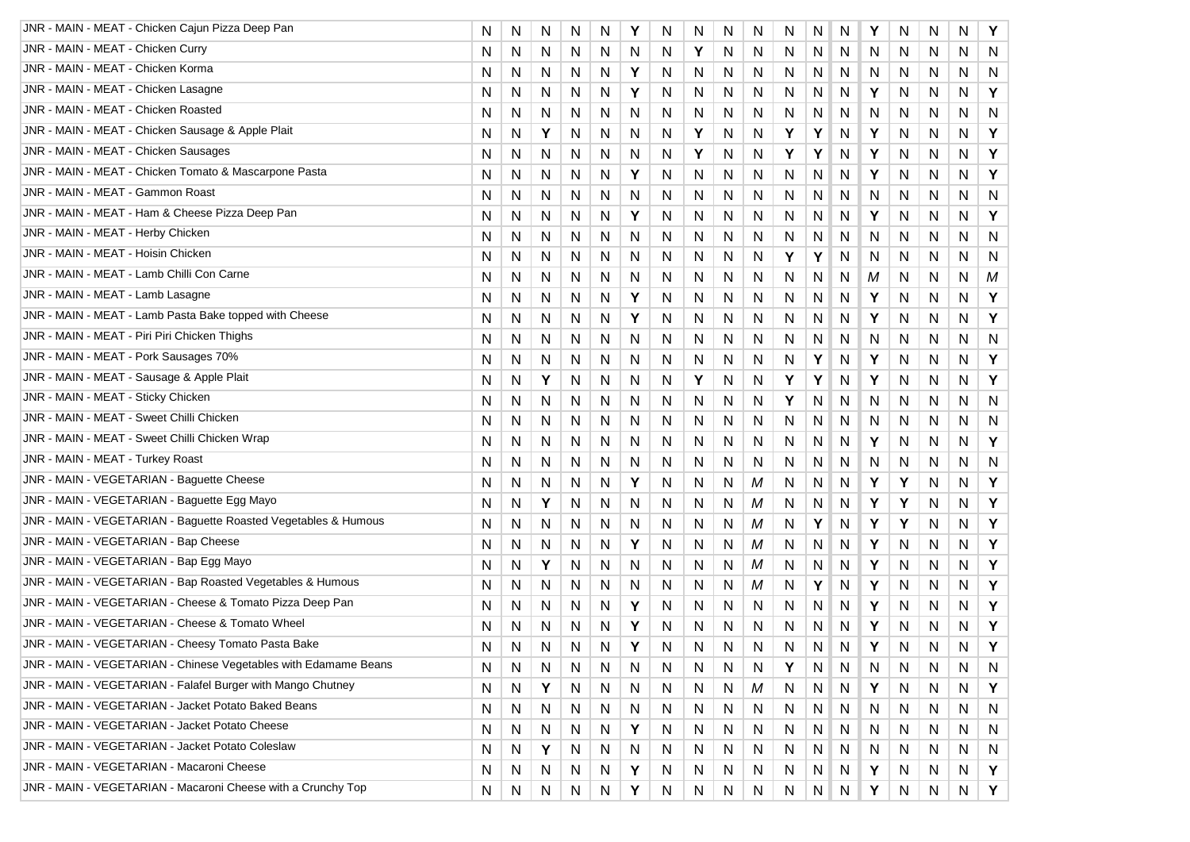| | | | | | | | | | | | | | | | | | | | |
|---|---|---|---|---|---|---|---|---|---|---|---|---|---|---|---|---|---|---|---|
| JNR - MAIN - MEAT - Chicken Cajun Pizza Deep Pan | N | N | N | N | N | Y | N | N | N | N | N | N | N | Y | N | N | N | Y |
| JNR - MAIN - MEAT - Chicken Curry | N | N | N | N | N | N | N | Y | N | N | N | N | N | N | N | N | N | N |
| JNR - MAIN - MEAT - Chicken Korma | N | N | N | N | N | Y | N | N | N | N | N | N | N | N | N | N | N | N |
| JNR - MAIN - MEAT - Chicken Lasagne | N | N | N | N | N | Y | N | N | N | N | N | N | N | Y | N | N | N | Y |
| JNR - MAIN - MEAT - Chicken Roasted | N | N | N | N | N | N | N | N | N | N | N | N | N | N | N | N | N | N |
| JNR - MAIN - MEAT - Chicken Sausage & Apple Plait | N | N | Y | N | N | N | N | Y | N | N | Y | Y | N | Y | N | N | N | Y |
| JNR - MAIN - MEAT - Chicken Sausages | N | N | N | N | N | N | N | Y | N | N | Y | Y | N | Y | N | N | N | Y |
| JNR - MAIN - MEAT - Chicken Tomato & Mascarpone Pasta | N | N | N | N | N | Y | N | N | N | N | N | N | N | Y | N | N | N | Y |
| JNR - MAIN - MEAT - Gammon Roast | N | N | N | N | N | N | N | N | N | N | N | N | N | N | N | N | N | N |
| JNR - MAIN - MEAT - Ham & Cheese Pizza Deep Pan | N | N | N | N | N | Y | N | N | N | N | N | N | N | Y | N | N | N | Y |
| JNR - MAIN - MEAT - Herby Chicken | N | N | N | N | N | N | N | N | N | N | N | N | N | N | N | N | N | N |
| JNR - MAIN - MEAT - Hoisin Chicken | N | N | N | N | N | N | N | N | N | N | Y | Y | N | N | N | N | N | N |
| JNR - MAIN - MEAT - Lamb Chilli Con Carne | N | N | N | N | N | N | N | N | N | N | N | N | N | *M* | N | N | N | *M* |
| JNR - MAIN - MEAT - Lamb Lasagne | N | N | N | N | N | Y | N | N | N | N | N | N | N | Y | N | N | N | Y |
| JNR - MAIN - MEAT - Lamb Pasta Bake topped with Cheese | N | N | N | N | N | Y | N | N | N | N | N | N | N | Y | N | N | N | Y |
| JNR - MAIN - MEAT - Piri Piri Chicken Thighs | N | N | N | N | N | N | N | N | N | N | N | N | N | N | N | N | N | N |
| JNR - MAIN - MEAT - Pork Sausages 70% | N | N | N | N | N | N | N | N | N | N | N | Y | N | Y | N | N | N | Y |
| JNR - MAIN - MEAT - Sausage & Apple Plait | N | N | Y | N | N | N | N | Y | N | N | Y | Y | N | Y | N | N | N | Y |
| JNR - MAIN - MEAT - Sticky Chicken | N | N | N | N | N | N | N | N | N | N | Y | N | N | N | N | N | N | N |
| JNR - MAIN - MEAT - Sweet Chilli Chicken | N | N | N | N | N | N | N | N | N | N | N | N | N | N | N | N | N | N |
| JNR - MAIN - MEAT - Sweet Chilli Chicken Wrap | N | N | N | N | N | N | N | N | N | N | N | N | N | Y | N | N | N | Y |
| JNR - MAIN - MEAT - Turkey Roast | N | N | N | N | N | N | N | N | N | N | N | N | N | N | N | N | N | N |
| JNR - MAIN - VEGETARIAN - Baguette Cheese | N | N | N | N | N | Y | N | N | N | *M* | N | N | N | Y | Y | N | N | Y |
| JNR - MAIN - VEGETARIAN - Baguette Egg Mayo | N | N | Y | N | N | N | N | N | N | *M* | N | N | N | Y | Y | N | N | Y |
| JNR - MAIN - VEGETARIAN - Baguette Roasted Vegetables & Humous | N | N | N | N | N | N | N | N | N | *M* | N | Y | N | Y | Y | N | N | Y |
| JNR - MAIN - VEGETARIAN - Bap Cheese | N | N | N | N | N | Y | N | N | N | *M* | N | N | N | Y | N | N | N | Y |
| JNR - MAIN - VEGETARIAN - Bap Egg Mayo | N | N | Y | N | N | N | N | N | N | *M* | N | N | N | Y | N | N | N | Y |
| JNR - MAIN - VEGETARIAN - Bap Roasted Vegetables & Humous | N | N | N | N | N | N | N | N | N | *M* | N | Y | N | Y | N | N | N | Y |
| JNR - MAIN - VEGETARIAN - Cheese & Tomato Pizza Deep Pan | N | N | N | N | N | Y | N | N | N | N | N | N | N | Y | N | N | N | Y |
| JNR - MAIN - VEGETARIAN - Cheese & Tomato Wheel | N | N | N | N | N | Y | N | N | N | N | N | N | N | Y | N | N | N | Y |
| JNR - MAIN - VEGETARIAN - Cheesy Tomato Pasta Bake | N | N | N | N | N | Y | N | N | N | N | N | N | N | Y | N | N | N | Y |
| JNR - MAIN - VEGETARIAN - Chinese Vegetables with Edamame Beans | N | N | N | N | N | N | N | N | N | N | Y | N | N | N | N | N | N | N |
| JNR - MAIN - VEGETARIAN - Falafel Burger with Mango Chutney | N | N | Y | N | N | N | N | N | N | *M* | N | N | N | Y | N | N | N | Y |
| JNR - MAIN - VEGETARIAN - Jacket Potato Baked Beans | N | N | N | N | N | N | N | N | N | N | N | N | N | N | N | N | N | N |
| JNR - MAIN - VEGETARIAN - Jacket Potato Cheese | N | N | N | N | N | Y | N | N | N | N | N | N | N | N | N | N | N | N |
| JNR - MAIN - VEGETARIAN - Jacket Potato Coleslaw | N | N | Y | N | N | N | N | N | N | N | N | N | N | N | N | N | N | N |
| JNR - MAIN - VEGETARIAN - Macaroni Cheese | N | N | N | N | N | Y | N | N | N | N | N | N | N | Y | N | N | N | Y |
| JNR - MAIN - VEGETARIAN - Macaroni Cheese with a Crunchy Top | N | N | N | N | N | Y | N | N | N | N | N | N | N | Y | N | N | N | Y |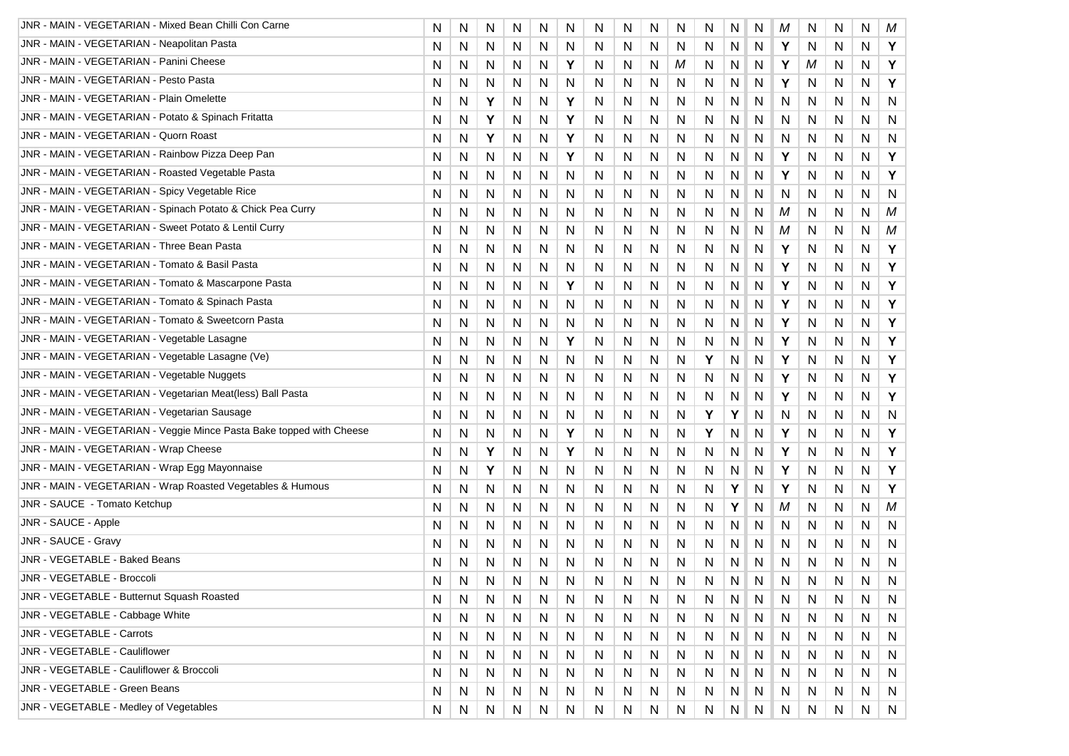| | | | | | | | | | | | | | | | | | | |
|---|---|---|---|---|---|---|---|---|---|---|---|---|---|---|---|---|---|---|
| JNR - MAIN - VEGETARIAN - Mixed Bean Chilli Con Carne | N | N | N | N | N | N | N | N | N | N | N | N | N | *M* | N | N | N | *M* |
| JNR - MAIN - VEGETARIAN - Neapolitan Pasta | N | N | N | N | N | N | N | N | N | N | N | N | N | **Y** | N | N | N | **Y** |
| JNR - MAIN - VEGETARIAN - Panini Cheese | N | N | N | N | N | **Y** | N | N | N | *M* | N | N | N | **Y** | *M* | N | N | **Y** |
| JNR - MAIN - VEGETARIAN - Pesto Pasta | N | N | N | N | N | N | N | N | N | N | N | N | N | **Y** | N | N | N | **Y** |
| JNR - MAIN - VEGETARIAN - Plain Omelette | N | N | **Y** | N | N | **Y** | N | N | N | N | N | N | N | N | N | N | N | N |
| JNR - MAIN - VEGETARIAN - Potato & Spinach Fritatta | N | N | **Y** | N | N | **Y** | N | N | N | N | N | N | N | N | N | N | N | N |
| JNR - MAIN - VEGETARIAN - Quorn Roast | N | N | **Y** | N | N | **Y** | N | N | N | N | N | N | N | N | N | N | N | N |
| JNR - MAIN - VEGETARIAN - Rainbow Pizza Deep Pan | N | N | N | N | N | **Y** | N | N | N | N | N | N | N | **Y** | N | N | N | **Y** |
| JNR - MAIN - VEGETARIAN - Roasted Vegetable Pasta | N | N | N | N | N | N | N | N | N | N | N | N | N | **Y** | N | N | N | **Y** |
| JNR - MAIN - VEGETARIAN - Spicy Vegetable Rice | N | N | N | N | N | N | N | N | N | N | N | N | N | N | N | N | N | N |
| JNR - MAIN - VEGETARIAN - Spinach Potato & Chick Pea Curry | N | N | N | N | N | N | N | N | N | N | N | N | N | *M* | N | N | N | *M* |
| JNR - MAIN - VEGETARIAN - Sweet Potato & Lentil Curry | N | N | N | N | N | N | N | N | N | N | N | N | N | *M* | N | N | N | *M* |
| JNR - MAIN - VEGETARIAN - Three Bean Pasta | N | N | N | N | N | N | N | N | N | N | N | N | N | **Y** | N | N | N | **Y** |
| JNR - MAIN - VEGETARIAN - Tomato & Basil Pasta | N | N | N | N | N | N | N | N | N | N | N | N | N | **Y** | N | N | N | **Y** |
| JNR - MAIN - VEGETARIAN - Tomato & Mascarpone Pasta | N | N | N | N | N | **Y** | N | N | N | N | N | N | N | **Y** | N | N | N | **Y** |
| JNR - MAIN - VEGETARIAN - Tomato & Spinach Pasta | N | N | N | N | N | N | N | N | N | N | N | N | N | **Y** | N | N | N | **Y** |
| JNR - MAIN - VEGETARIAN - Tomato & Sweetcorn Pasta | N | N | N | N | N | N | N | N | N | N | N | N | N | **Y** | N | N | N | **Y** |
| JNR - MAIN - VEGETARIAN - Vegetable Lasagne | N | N | N | N | N | **Y** | N | N | N | N | N | N | N | **Y** | N | N | N | **Y** |
| JNR - MAIN - VEGETARIAN - Vegetable Lasagne (Ve) | N | N | N | N | N | N | N | N | N | N | **Y** | N | N | **Y** | N | N | N | **Y** |
| JNR - MAIN - VEGETARIAN - Vegetable Nuggets | N | N | N | N | N | N | N | N | N | N | N | N | N | **Y** | N | N | N | **Y** |
| JNR - MAIN - VEGETARIAN - Vegetarian Meat(less) Ball Pasta | N | N | N | N | N | N | N | N | N | N | N | N | N | **Y** | N | N | N | **Y** |
| JNR - MAIN - VEGETARIAN - Vegetarian Sausage | N | N | N | N | N | N | N | N | N | N | **Y** | **Y** | N | N | N | N | N | N |
| JNR - MAIN - VEGETARIAN - Veggie Mince Pasta Bake topped with Cheese | N | N | N | N | N | **Y** | N | N | N | N | **Y** | N | N | **Y** | N | N | N | **Y** |
| JNR - MAIN - VEGETARIAN - Wrap Cheese | N | N | **Y** | N | N | **Y** | N | N | N | N | N | N | N | **Y** | N | N | N | **Y** |
| JNR - MAIN - VEGETARIAN - Wrap Egg Mayonnaise | N | N | **Y** | N | N | N | N | N | N | N | N | N | N | **Y** | N | N | N | **Y** |
| JNR - MAIN - VEGETARIAN - Wrap Roasted Vegetables & Humous | N | N | N | N | N | N | N | N | N | N | N | **Y** | N | **Y** | N | N | N | **Y** |
| JNR - SAUCE - Tomato Ketchup | N | N | N | N | N | N | N | N | N | N | N | **Y** | N | *M* | N | N | N | *M* |
| JNR - SAUCE - Apple | N | N | N | N | N | N | N | N | N | N | N | N | N | N | N | N | N | N |
| JNR - SAUCE - Gravy | N | N | N | N | N | N | N | N | N | N | N | N | N | N | N | N | N | N |
| JNR - VEGETABLE - Baked Beans | N | N | N | N | N | N | N | N | N | N | N | N | N | N | N | N | N | N |
| JNR - VEGETABLE - Broccoli | N | N | N | N | N | N | N | N | N | N | N | N | N | N | N | N | N | N |
| JNR - VEGETABLE - Butternut Squash Roasted | N | N | N | N | N | N | N | N | N | N | N | N | N | N | N | N | N | N |
| JNR - VEGETABLE - Cabbage White | N | N | N | N | N | N | N | N | N | N | N | N | N | N | N | N | N | N |
| JNR - VEGETABLE - Carrots | N | N | N | N | N | N | N | N | N | N | N | N | N | N | N | N | N | N |
| JNR - VEGETABLE - Cauliflower | N | N | N | N | N | N | N | N | N | N | N | N | N | N | N | N | N | N |
| JNR - VEGETABLE - Cauliflower & Broccoli | N | N | N | N | N | N | N | N | N | N | N | N | N | N | N | N | N | N |
| JNR - VEGETABLE - Green Beans | N | N | N | N | N | N | N | N | N | N | N | N | N | N | N | N | N | N |
| JNR - VEGETABLE - Medley of Vegetables | N | N | N | N | N | N | N | N | N | N | N | N | N | N | N | N | N | N |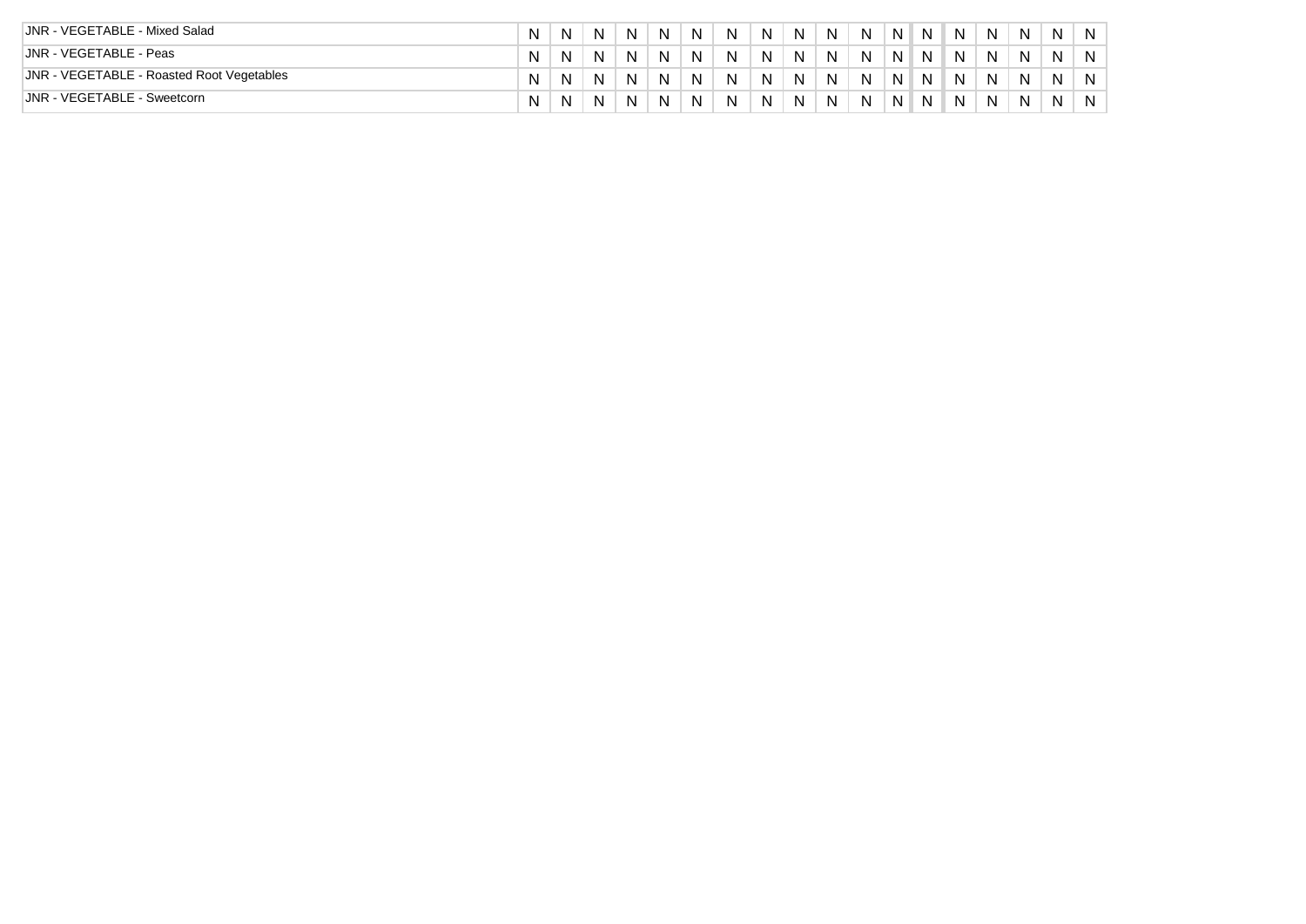| | | | | | | | | | | | | | | | | | | |
|---|---|---|---|---|---|---|---|---|---|---|---|---|---|---|---|---|---|---|
| JNR - VEGETABLE - Mixed Salad | N | N | N | N | N | N | N | N | N | N | N | N | N | N | N | N | N | N |
| JNR - VEGETABLE - Peas | N | N | N | N | N | N | N | N | N | N | N | N | N | N | N | N | N | N |
| JNR - VEGETABLE - Roasted Root Vegetables | N | N | N | N | N | N | N | N | N | N | N | N | N | N | N | N | N | N |
| JNR - VEGETABLE - Sweetcorn | N | N | N | N | N | N | N | N | N | N | N | N | N | N | N | N | N | N |